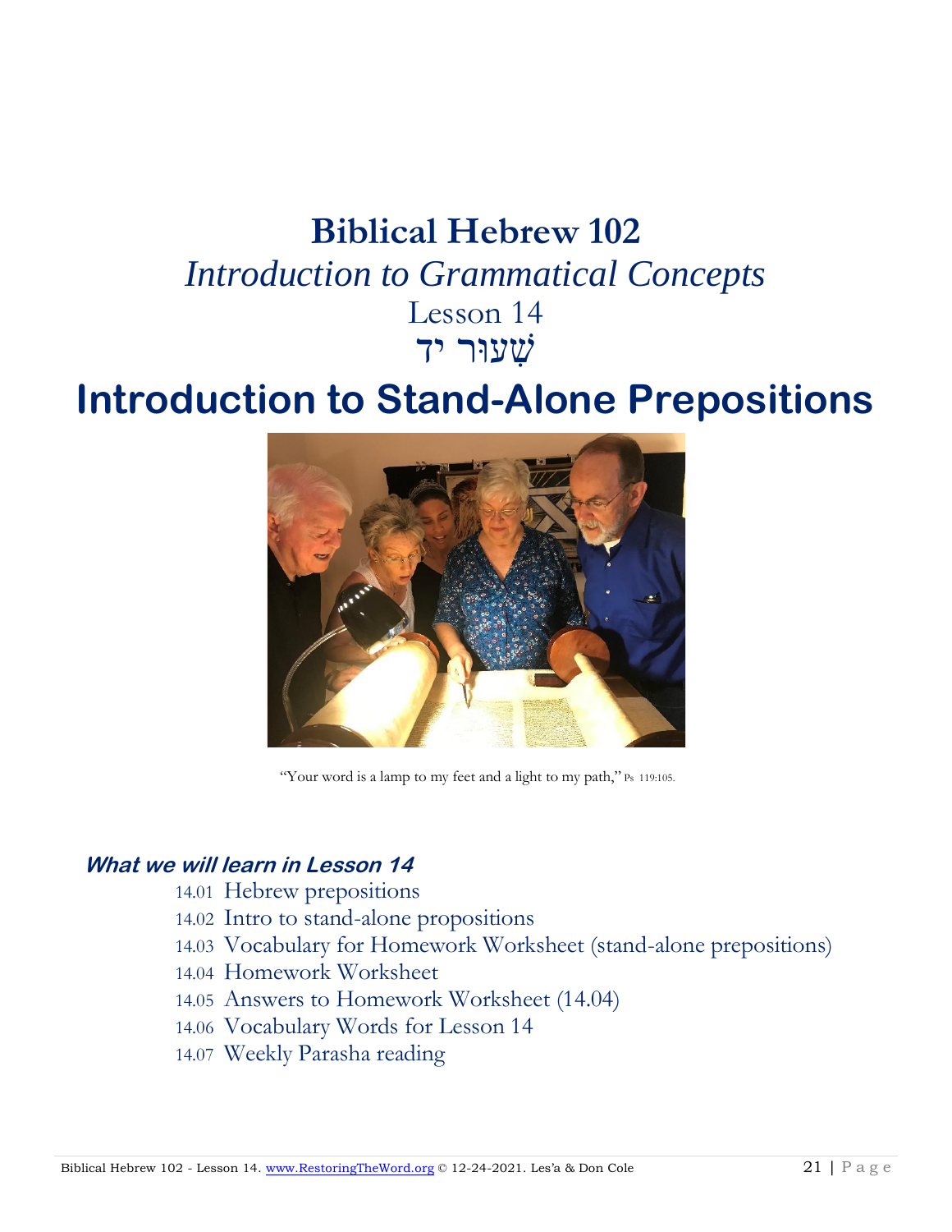# Biblical Hebrew 102

*Introduction to Grammatical Concepts*

Lesson 14

שִׁעוּר יד

# Introduction to Stand-Alone Prepositions

"Your word is a lamp to my feet and a light to my path," Ps 119:105.

### *What we will learn in Lesson 14*

14.01 Hebrew prepositions
14.02 Intro to stand-alone propositions
14.03 Vocabulary for Homework Worksheet (stand-alone prepositions)
14.04 Homework Worksheet
14.05 Answers to Homework Worksheet (14.04)
14.06 Vocabulary Words for Lesson 14
14.07 Weekly Parasha reading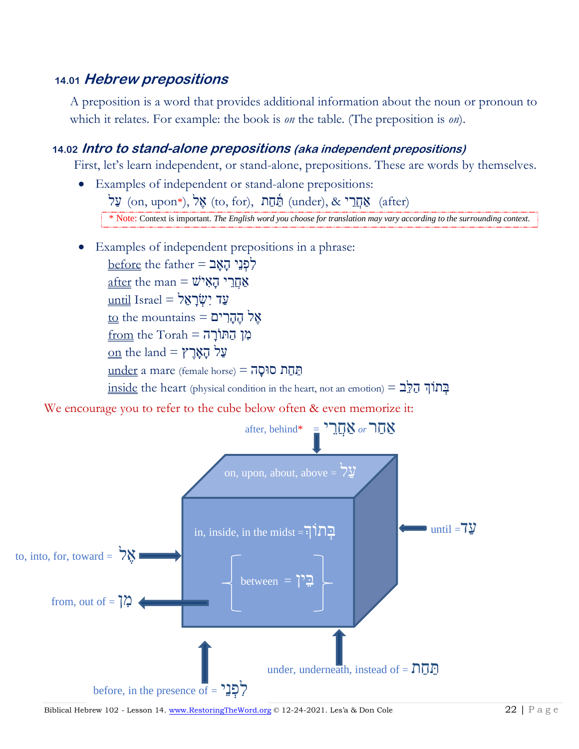### 14.01 *Hebrew prepositions*

A preposition is a word that provides additional information about the noun or pronoun to which it relates. For example: the book is *on* the table. (The preposition is *on*).

### 14.02 *Intro to stand-alone prepositions (aka independent prepositions)*

First, let's learn independent, or stand-alone, prepositions. These are words by themselves.

- Examples of independent or stand-alone prepositions:
  עַל (on, upon*), אֶל (to, for), תַּחַת (under), & אַחֲרֵי (after)

  * Note: Context is important. *The English word you choose for translation may vary according to the surrounding context.*

- Examples of independent prepositions in a phrase:
  before the father = לִפְנֵי הָאָב
  after the man = אַחֲרֵי הָאִישׁ
  until Israel = עַד יִשְׂרָאֵל
  to the mountains = אֶל הֶהָרִים
  from the Torah = מִן הַתּוֹרָה
  on the land = עַל הָאָרֶץ
  under a mare (female horse) = תַּחַת סוּסָה
  inside the heart (physical condition in the heart, not an emotion) = בְּתוֹךְ הַלֵּב

We encourage you to refer to the cube below often & even memorize it:

after, behind* = אַחֲרֵי or אַחַר
on, upon, about, above = עַל
in, inside, in the midst = בְּתוֹךְ
between = בֵּין
until = עַד
to, into, for, toward = אֶל
from, out of = מִן
under, underneath, instead of = תַּחַת
before, in the presence of = לִפְנֵי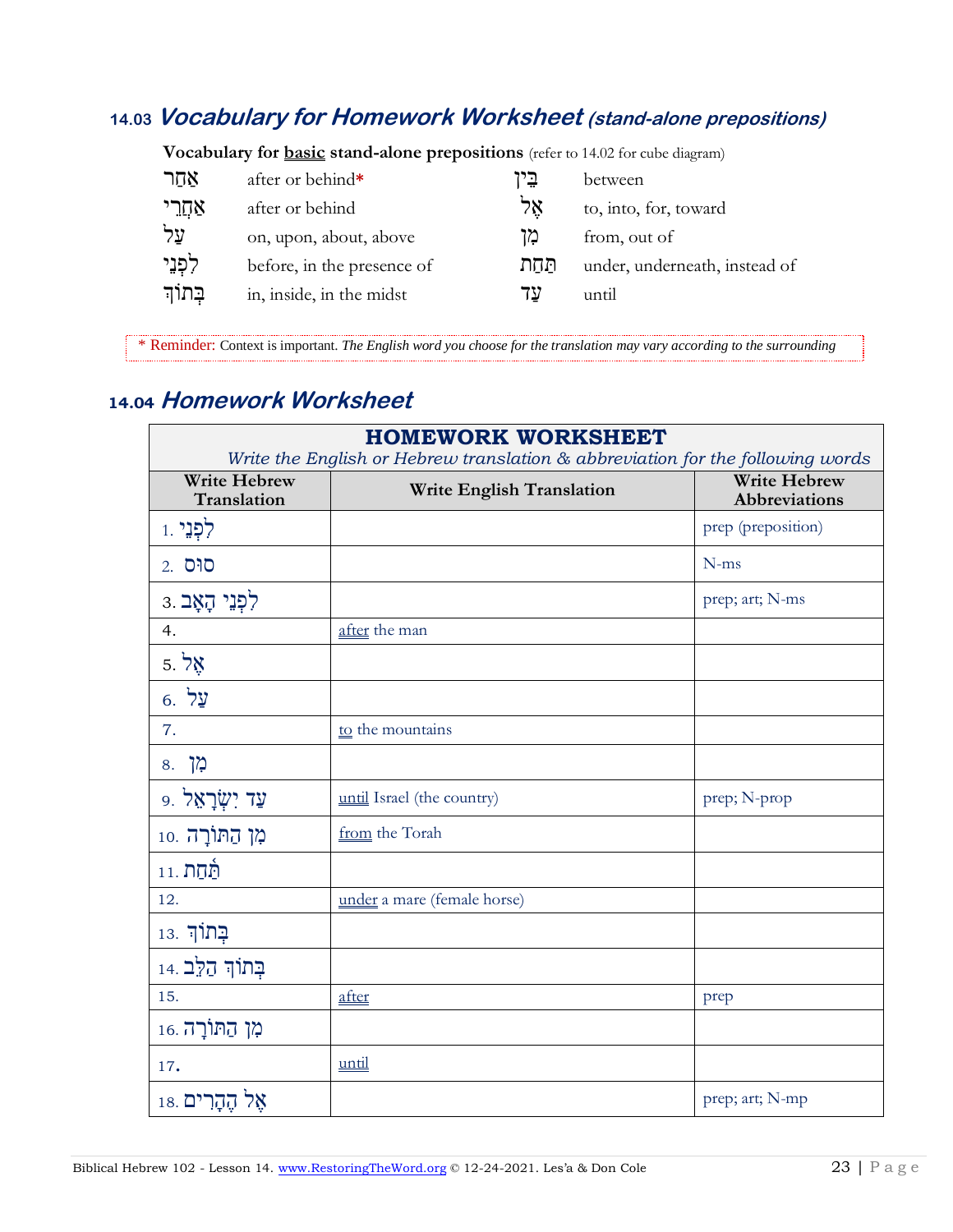## 14.03 *Vocabulary for Homework Worksheet* (*stand-alone prepositions*)

**Vocabulary for basic stand-alone prepositions** (refer to 14.02 for cube diagram)

| | | | |
|---|---|---|---|
| אַחַר | after or behind* | בֵּין | between |
| אַחֲרֵי | after or behind | אֶל | to, into, for, toward |
| עַל | on, upon, about, above | מִן | from, out of |
| לִפְנֵי | before, in the presence of | תַּחַת | under, underneath, instead of |
| בְּתוֹךְ | in, inside, in the midst | עַד | until |

\* Reminder: Context is important. *The English word you choose for the translation may vary according to the surrounding*

## 14.04 *Homework Worksheet*

**HOMEWORK WORKSHEET**

*Write the English or Hebrew translation & abbreviation for the following words*

| Write Hebrew Translation | Write English Translation | Write Hebrew Abbreviations |
|---|---|---|
| 1. לִפְנֵי | | prep (preposition) |
| 2. סוּס | | N-ms |
| 3. לִפְנֵי הָאָב | | prep; art; N-ms |
| 4. | after the man | |
| 5. אֶל | | |
| 6. עַל | | |
| 7. | to the mountains | |
| 8. מִן | | |
| 9. עַד יִשְׂרָאֵל | until Israel (the country) | prep; N-prop |
| 10. מִן הַתּוֹרָה | from the Torah | |
| 11. תַּחַת | | |
| 12. | under a mare (female horse) | |
| 13. בְּתוֹךְ | | |
| 14. בְּתוֹךְ הַלֵּב | | |
| 15. | after | prep |
| 16. מִן הַתּוֹרָה | | |
| 17. | until | |
| 18. אֶל הֶהָרִים | | prep; art; N-mp |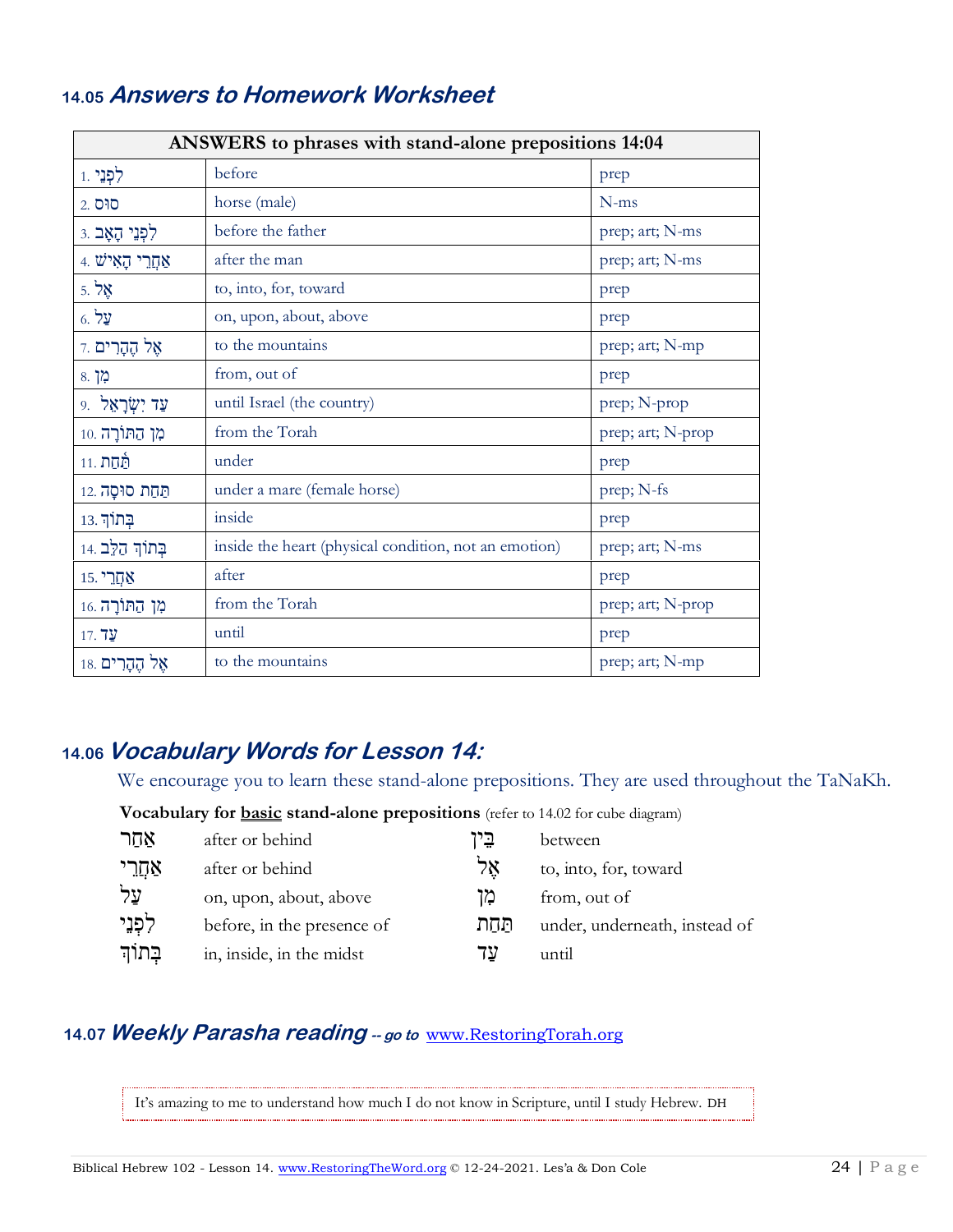### 14.05 *Answers to Homework Worksheet*

| ANSWERS to phrases with stand-alone prepositions 14:04 | | |
|---|---|---|
| 1. לִפְנֵי | before | prep |
| 2. סוּס | horse (male) | N-ms |
| 3. לִפְנֵי הָאָב | before the father | prep; art; N-ms |
| 4. אַחֲרֵי הָאִישׁ | after the man | prep; art; N-ms |
| 5. אֶל | to, into, for, toward | prep |
| 6. עַל | on, upon, about, above | prep |
| 7. אֶל הֶהָרִים | to the mountains | prep; art; N-mp |
| 8. מִן | from, out of | prep |
| 9. עַד יִשְׂרָאֵל | until Israel (the country) | prep; N-prop |
| 10. מִן הַתּוֹרָה | from the Torah | prep; art; N-prop |
| 11. תַּחַת | under | prep |
| 12. תַּחַת סוּסָה | under a mare (female horse) | prep; N-fs |
| 13. בְּתוֹךְ | inside | prep |
| 14. בְּתוֹךְ הַלֵּב | inside the heart (physical condition, not an emotion) | prep; art; N-ms |
| 15. אַחֲרֵי | after | prep |
| 16. מִן הַתּוֹרָה | from the Torah | prep; art; N-prop |
| 17. עַד | until | prep |
| 18. אֶל הֶהָרִים | to the mountains | prep; art; N-mp |

### 14.06 *Vocabulary Words for Lesson 14:*

We encourage you to learn these stand-alone prepositions. They are used throughout the TaNaKh.

**Vocabulary for <u>basic</u> stand-alone prepositions** (refer to 14.02 for cube diagram)

| | | | |
|---|---|---|---|
| אחר | after or behind | בֵּין | between |
| אַחֲרֵי | after or behind | אֶל | to, into, for, toward |
| עַל | on, upon, about, above | מִן | from, out of |
| לִפְנֵי | before, in the presence of | תַּחַת | under, underneath, instead of |
| בְּתוֹךְ | in, inside, in the midst | עַד | until |

### 14.07 *Weekly Parasha reading* *-- go to* www.RestoringTorah.org

It's amazing to me to understand how much I do not know in Scripture, until I study Hebrew. DH